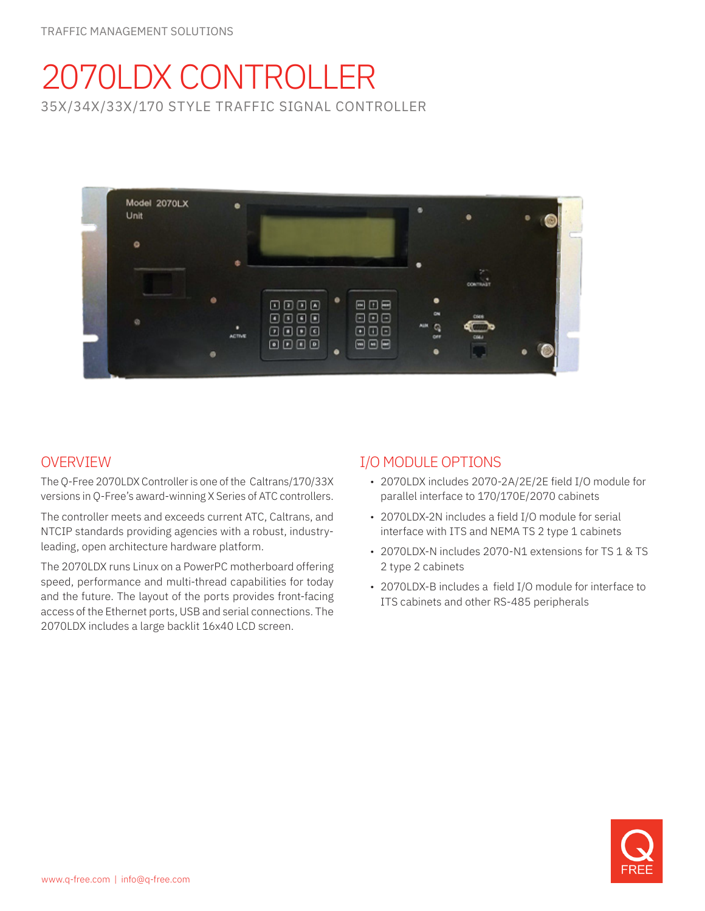TRAFFIC MANAGEMENT SOLUTIONS

# 2070LDX CONTROLLER

35X/34X/33X/170 STYLE TRAFFIC SIGNAL CONTROLLER

## OVERVIEW

The Q-Free 2070LDX Controller is one of the Caltrans/170/33X versions in Q-Free's award-winning X Series of ATC controllers.

The controller meets and exceeds current ATC, Caltrans, and NTCIP standards providing agencies with a robust, industry-leading, open architecture hardware platform.

The 2070LDX runs Linux on a PowerPC motherboard offering speed, performance and multi-thread capabilities for today and the future. The layout of the ports provides front-facing access of the Ethernet ports, USB and serial connections. The 2070LDX includes a large backlit 16x40 LCD screen.

## I/O MODULE OPTIONS

- 2070LDX includes 2070-2A/2E/2E field I/O module for parallel interface to 170/170E/2070 cabinets
- 2070LDX-2N includes a field I/O module for serial interface with ITS and NEMA TS 2 type 1 cabinets
- 2070LDX-N includes 2070-N1 extensions for TS 1 & TS 2 type 2 cabinets
- 2070LDX-B includes a field I/O module for interface to ITS cabinets and other RS-485 peripherals

www.q-free.com | info@q-free.com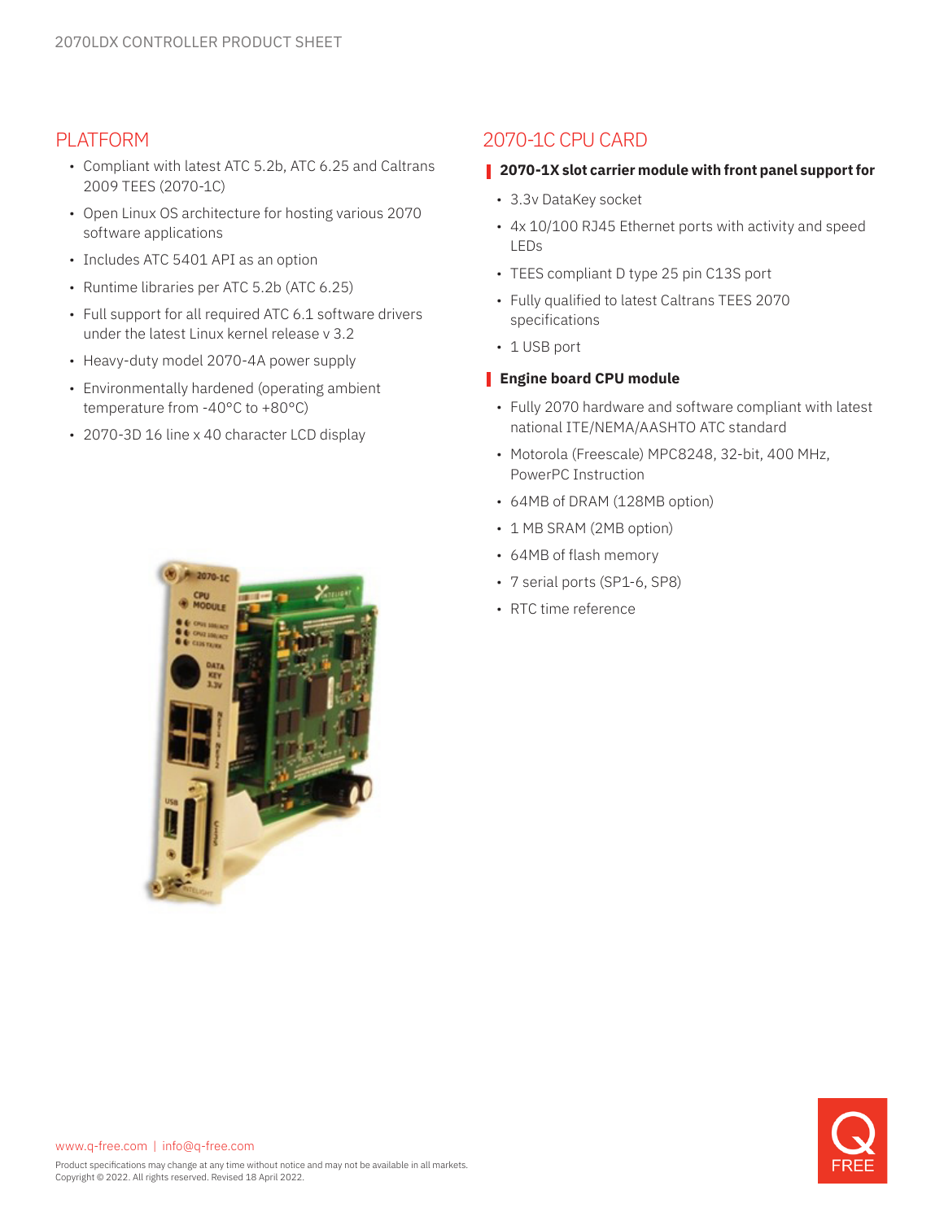## PLATFORM

- Compliant with latest ATC 5.2b, ATC 6.25 and Caltrans 2009 TEES (2070-1C)
- Open Linux OS architecture for hosting various 2070 software applications
- Includes ATC 5401 API as an option
- Runtime libraries per ATC 5.2b (ATC 6.25)
- Full support for all required ATC 6.1 software drivers under the latest Linux kernel release v 3.2
- Heavy-duty model 2070-4A power supply
- Environmentally hardened (operating ambient temperature from -40°C to +80°C)
- 2070-3D 16 line x 40 character LCD display

## 2070-1C CPU CARD

**2070-1X slot carrier module with front panel support for**

- 3.3v DataKey socket
- 4x 10/100 RJ45 Ethernet ports with activity and speed LEDs
- TEES compliant D type 25 pin C13S port
- Fully qualified to latest Caltrans TEES 2070 specifications
- 1 USB port

**Engine board CPU module**

- Fully 2070 hardware and software compliant with latest national ITE/NEMA/AASHTO ATC standard
- Motorola (Freescale) MPC8248, 32-bit, 400 MHz, PowerPC Instruction
- 64MB of DRAM (128MB option)
- 1 MB SRAM (2MB option)
- 64MB of flash memory
- 7 serial ports (SP1-6, SP8)
- RTC time reference

www.q-free.com | info@q-free.com

Product specifications may change at any time without notice and may not be available in all markets.
Copyright © 2022. All rights reserved. Revised 18 April 2022.